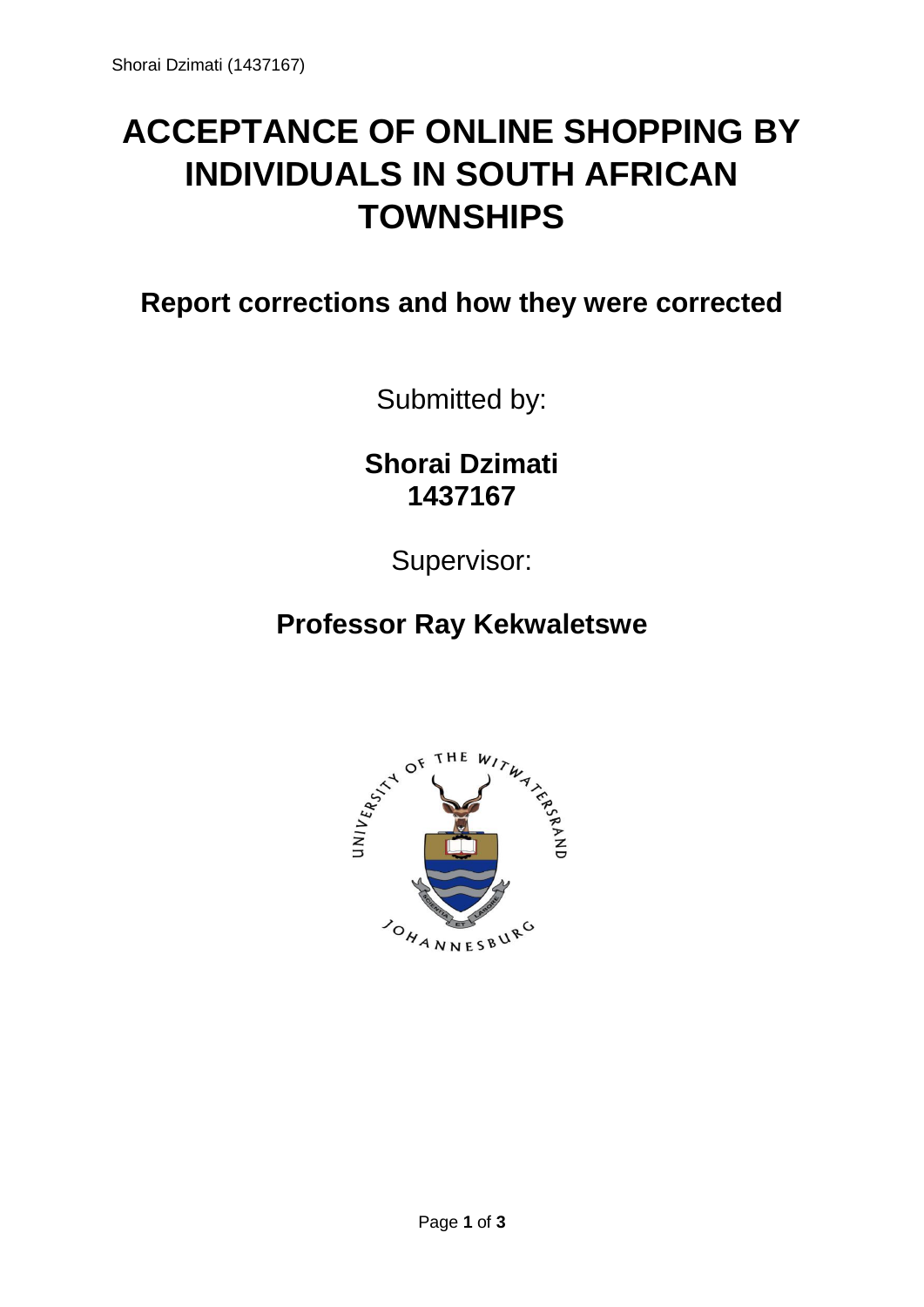# ACCEPTANCE OF ONLINE SHOPPING BY INDIVIDUALS IN SOUTH AFRICAN TOWNSHIPS

## Report corrections and how they were corrected

Submitted by:

**Shorai Dzimati**
**1437167**

Supervisor:

**Professor Ray Kekwaletswe**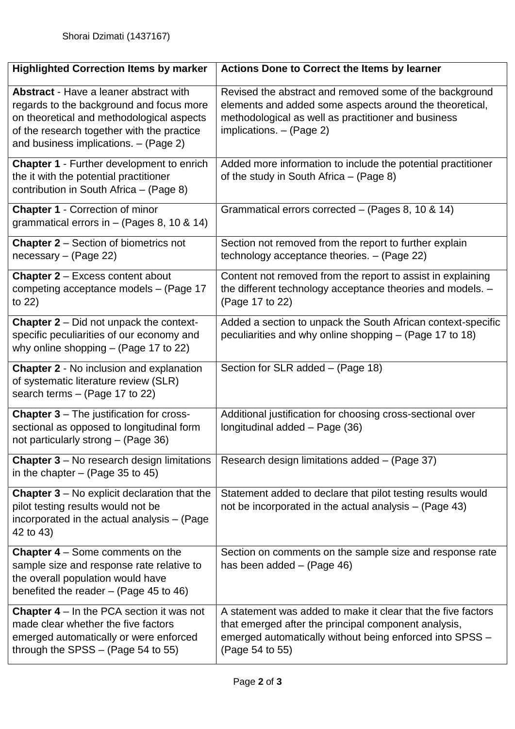Shorai Dzimati (1437167)

| **Highlighted Correction Items by marker** | **Actions Done to Correct the Items by learner** |
|---|---|
| **Abstract** - Have a leaner abstract with regards to the background and focus more on theoretical and methodological aspects of the research together with the practice and business implications. – (Page 2) | Revised the abstract and removed some of the background elements and added some aspects around the theoretical, methodological as well as practitioner and business implications. – (Page 2) |
| **Chapter 1** - Further development to enrich the it with the potential practitioner contribution in South Africa – (Page 8) | Added more information to include the potential practitioner of the study in South Africa – (Page 8) |
| **Chapter 1** - Correction of minor grammatical errors in – (Pages 8, 10 & 14) | Grammatical errors corrected – (Pages 8, 10 & 14) |
| **Chapter 2** – Section of biometrics not necessary – (Page 22) | Section not removed from the report to further explain technology acceptance theories. – (Page 22) |
| **Chapter 2** – Excess content about competing acceptance models – (Page 17 to 22) | Content not removed from the report to assist in explaining the different technology acceptance theories and models. – (Page 17 to 22) |
| **Chapter 2** – Did not unpack the context-specific peculiarities of our economy and why online shopping – (Page 17 to 22) | Added a section to unpack the South African context-specific peculiarities and why online shopping – (Page 17 to 18) |
| **Chapter 2** - No inclusion and explanation of systematic literature review (SLR) search terms – (Page 17 to 22) | Section for SLR added – (Page 18) |
| **Chapter 3** – The justification for cross-sectional as opposed to longitudinal form not particularly strong – (Page 36) | Additional justification for choosing cross-sectional over longitudinal added – Page (36) |
| **Chapter 3** – No research design limitations in the chapter – (Page 35 to 45) | Research design limitations added – (Page 37) |
| **Chapter 3** – No explicit declaration that the pilot testing results would not be incorporated in the actual analysis – (Page 42 to 43) | Statement added to declare that pilot testing results would not be incorporated in the actual analysis – (Page 43) |
| **Chapter 4** – Some comments on the sample size and response rate relative to the overall population would have benefited the reader – (Page 45 to 46) | Section on comments on the sample size and response rate has been added – (Page 46) |
| **Chapter 4** – In the PCA section it was not made clear whether the five factors emerged automatically or were enforced through the SPSS – (Page 54 to 55) | A statement was added to make it clear that the five factors that emerged after the principal component analysis, emerged automatically without being enforced into SPSS – (Page 54 to 55) |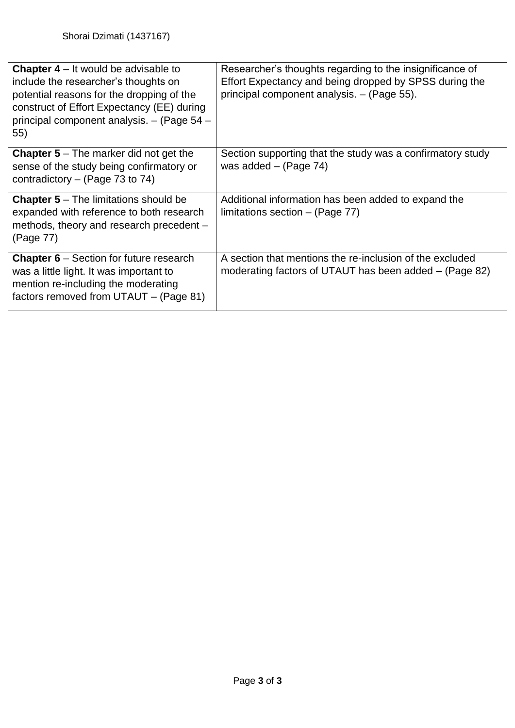| | |
|---|---|
| **Chapter 4** – It would be advisable to include the researcher’s thoughts on potential reasons for the dropping of the construct of Effort Expectancy (EE) during principal component analysis. – (Page 54 – 55) | Researcher’s thoughts regarding to the insignificance of Effort Expectancy and being dropped by SPSS during the principal component analysis. – (Page 55). |
| **Chapter 5** – The marker did not get the sense of the study being confirmatory or contradictory – (Page 73 to 74) | Section supporting that the study was a confirmatory study was added – (Page 74) |
| **Chapter 5** – The limitations should be expanded with reference to both research methods, theory and research precedent – (Page 77) | Additional information has been added to expand the limitations section – (Page 77) |
| **Chapter 6** – Section for future research was a little light. It was important to mention re-including the moderating factors removed from UTAUT – (Page 81) | A section that mentions the re-inclusion of the excluded moderating factors of UTAUT has been added – (Page 82) |